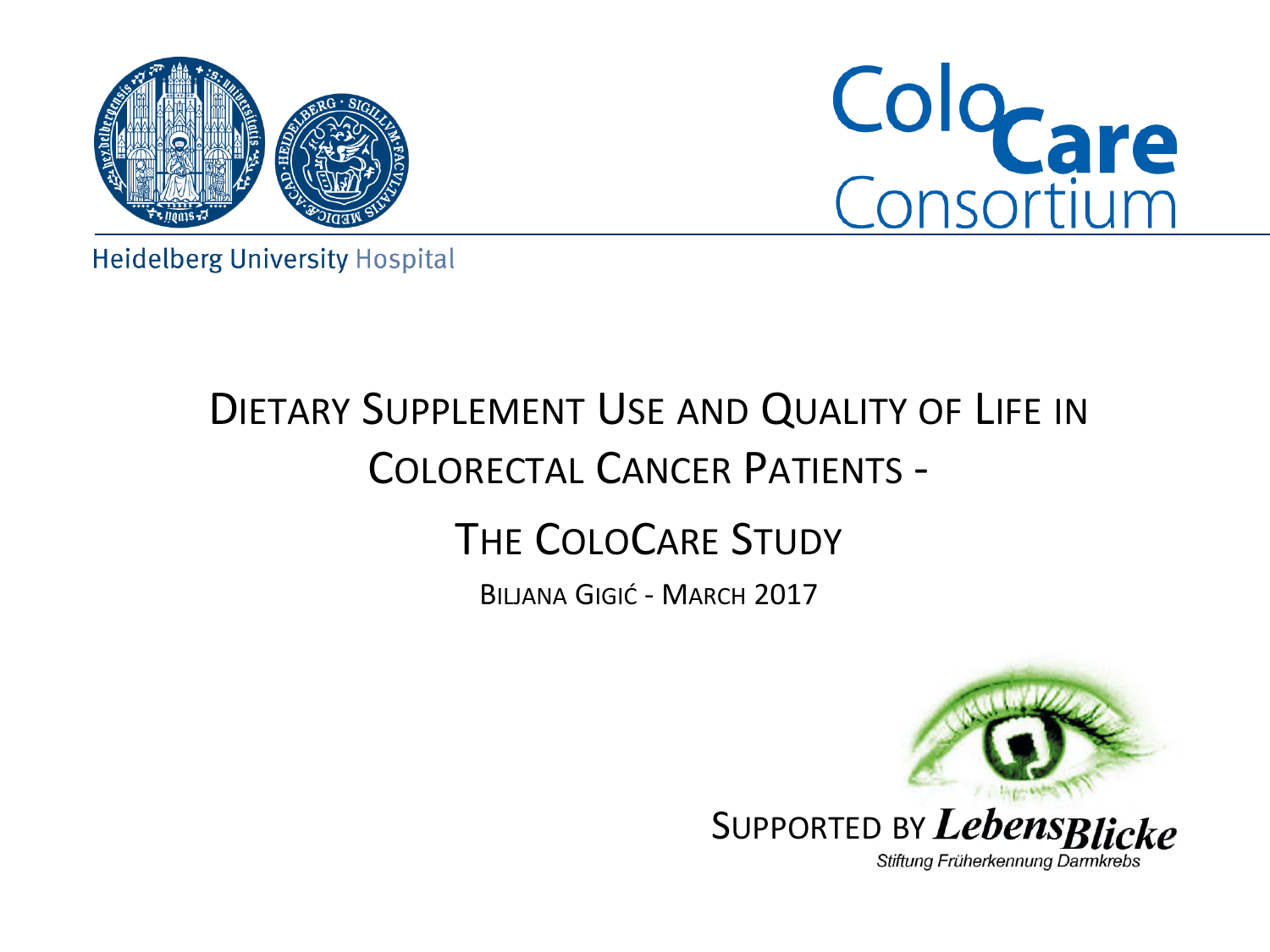Heidelberg University Hospital

ColoCare Consortium

# Dietary Supplement Use and Quality of Life in Colorectal Cancer Patients - The ColoCare Study

Biljana Gigić - March 2017

Supported by LebensBlicke

Stiftung Früherkennung Darmkrebs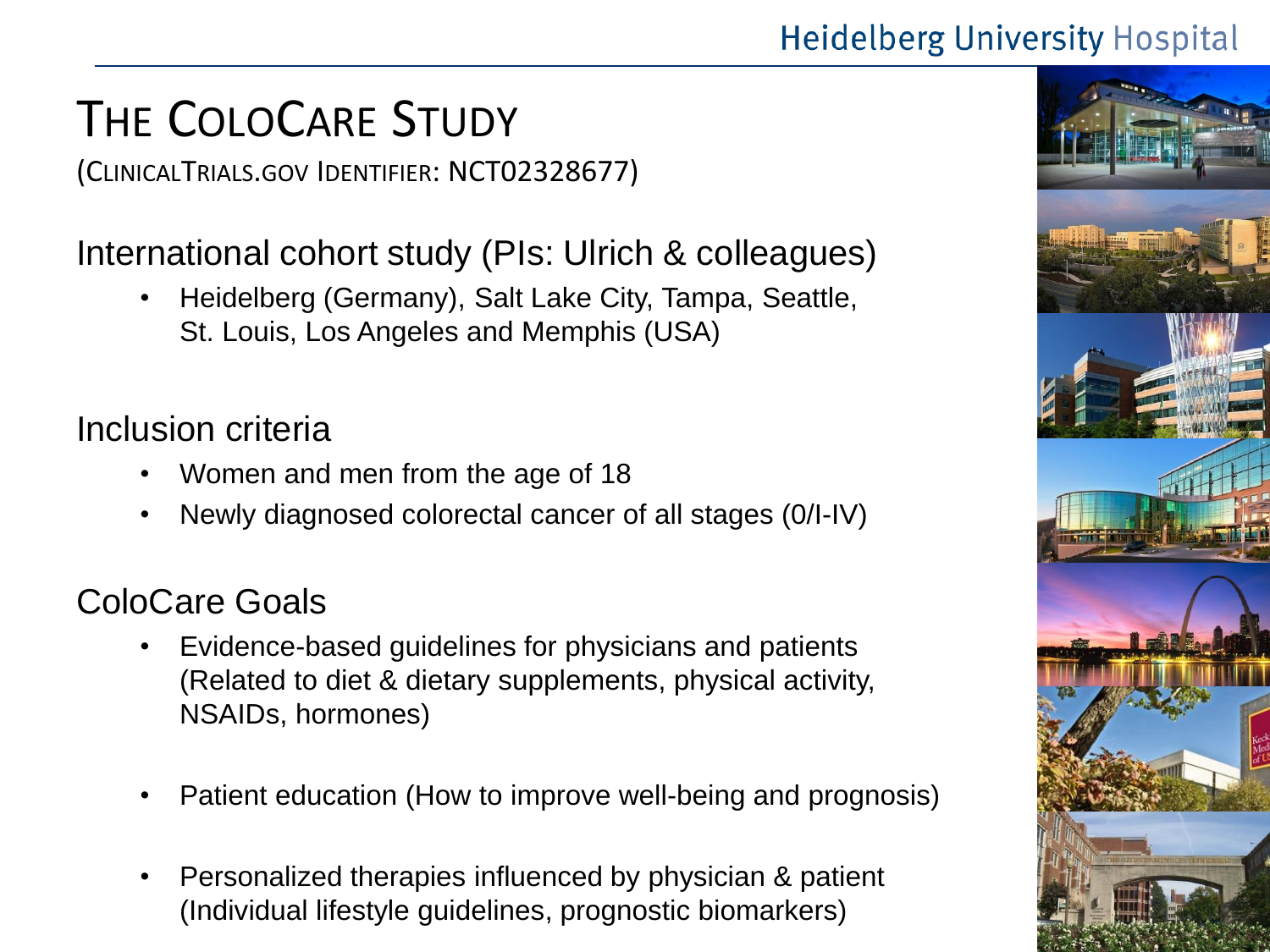# The ColoCare Study

(ClinicalTrials.gov Identifier: NCT02328677)

## International cohort study (PIs: Ulrich & colleagues)

- Heidelberg (Germany), Salt Lake City, Tampa, Seattle, St. Louis, Los Angeles and Memphis (USA)

## Inclusion criteria

- Women and men from the age of 18
- Newly diagnosed colorectal cancer of all stages (0/I-IV)

## ColoCare Goals

- Evidence-based guidelines for physicians and patients (Related to diet & dietary supplements, physical activity, NSAIDs, hormones)
- Patient education (How to improve well-being and prognosis)
- Personalized therapies influenced by physician & patient (Individual lifestyle guidelines, prognostic biomarkers)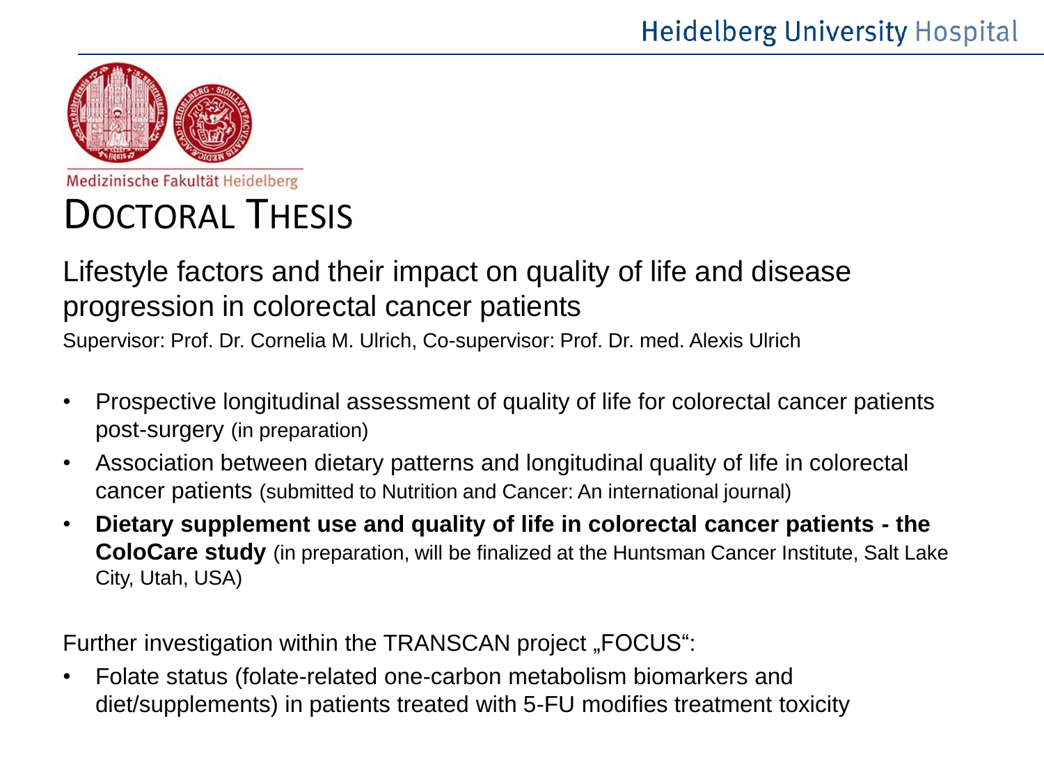Medizinische Fakultät Heidelberg

# Doctoral Thesis

## Lifestyle factors and their impact on quality of life and disease progression in colorectal cancer patients

Supervisor: Prof. Dr. Cornelia M. Ulrich, Co-supervisor: Prof. Dr. med. Alexis Ulrich

- Prospective longitudinal assessment of quality of life for colorectal cancer patients post-surgery (in preparation)
- Association between dietary patterns and longitudinal quality of life in colorectal cancer patients (submitted to Nutrition and Cancer: An international journal)
- **Dietary supplement use and quality of life in colorectal cancer patients - the ColoCare study** (in preparation, will be finalized at the Huntsman Cancer Institute, Salt Lake City, Utah, USA)

Further investigation within the TRANSCAN project „FOCUS“:

- Folate status (folate-related one-carbon metabolism biomarkers and diet/supplements) in patients treated with 5-FU modifies treatment toxicity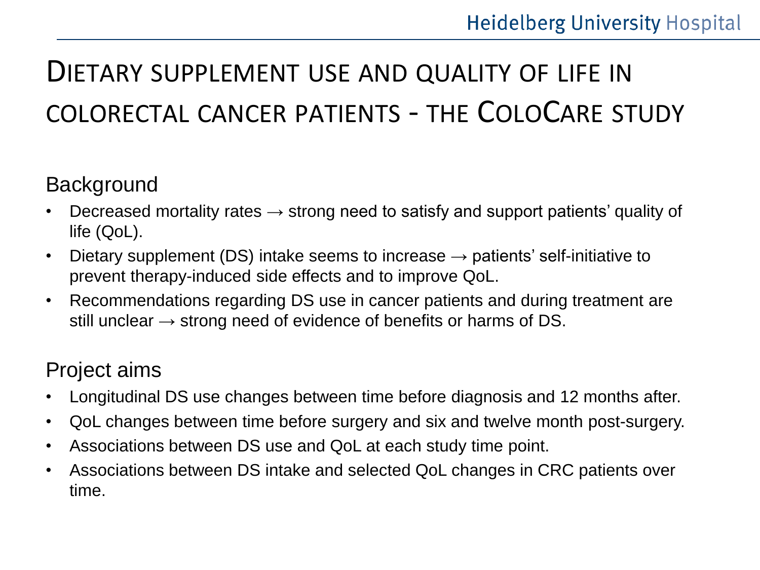# Dietary supplement use and quality of life in colorectal cancer patients - the ColoCare study

## Background

- Decreased mortality rates → strong need to satisfy and support patients' quality of life (QoL).
- Dietary supplement (DS) intake seems to increase → patients' self-initiative to prevent therapy-induced side effects and to improve QoL.
- Recommendations regarding DS use in cancer patients and during treatment are still unclear → strong need of evidence of benefits or harms of DS.

## Project aims

- Longitudinal DS use changes between time before diagnosis and 12 months after.
- QoL changes between time before surgery and six and twelve month post-surgery.
- Associations between DS use and QoL at each study time point.
- Associations between DS intake and selected QoL changes in CRC patients over time.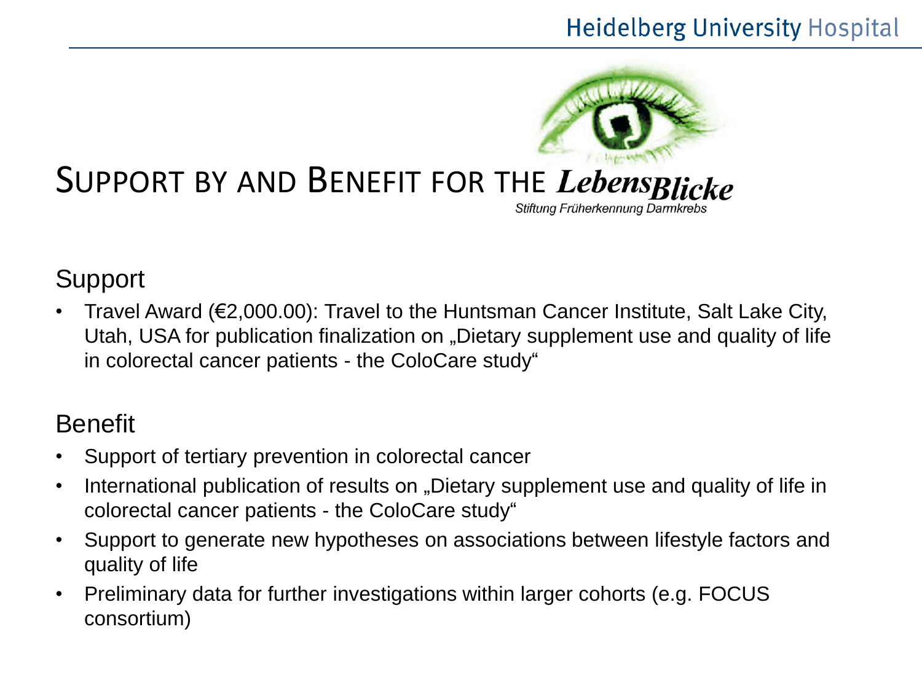# Support by and Benefit for the LebensBlicke

Stiftung Früherkennung Darmkrebs

## Support

- Travel Award (€2,000.00): Travel to the Huntsman Cancer Institute, Salt Lake City, Utah, USA for publication finalization on „Dietary supplement use and quality of life in colorectal cancer patients - the ColoCare study“

## Benefit

- Support of tertiary prevention in colorectal cancer
- International publication of results on „Dietary supplement use and quality of life in colorectal cancer patients - the ColoCare study“
- Support to generate new hypotheses on associations between lifestyle factors and quality of life
- Preliminary data for further investigations within larger cohorts (e.g. FOCUS consortium)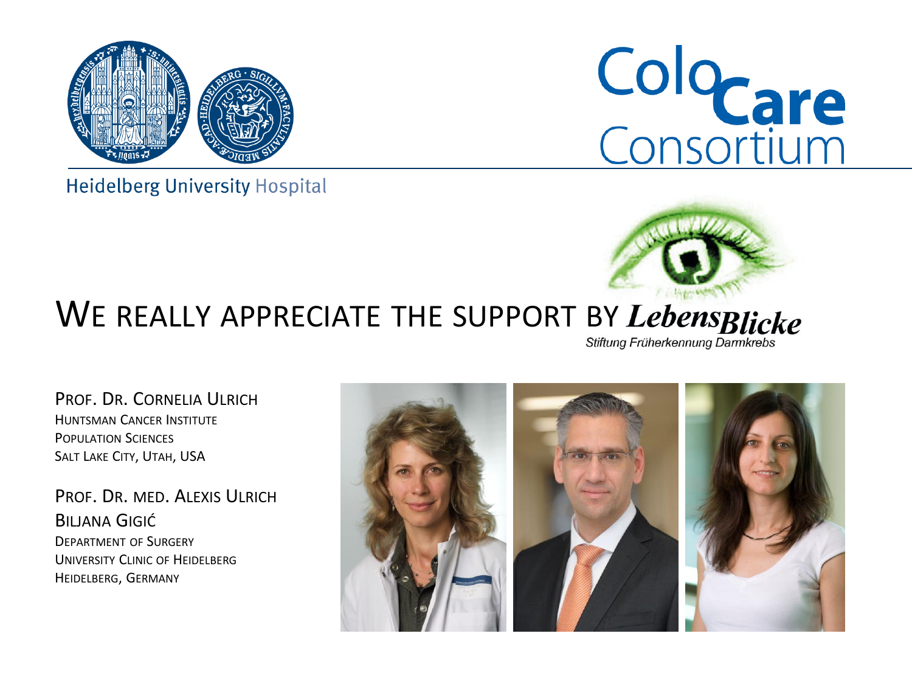Heidelberg University Hospital

ColoCare Consortium

# We really appreciate the support by *LebensBlicke*

Stiftung Früherkennung Darmkrebs

Prof. Dr. Cornelia Ulrich
Huntsman Cancer Institute
Population Sciences
Salt Lake City, Utah, USA

Prof. Dr. med. Alexis Ulrich
Biljana Gigić
Department of Surgery
University Clinic of Heidelberg
Heidelberg, Germany